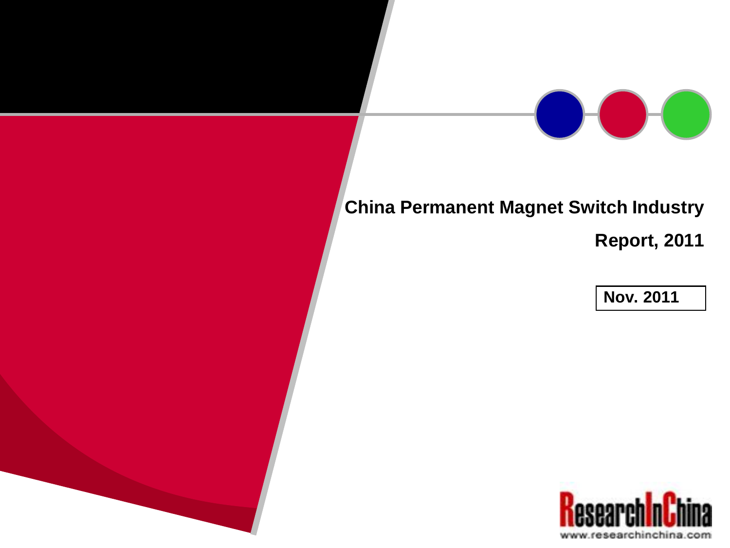# China Permanent Magnet Switch Industry Report, 2011

**Nov. 2011**

ResearchInChina
www.researchinchina.com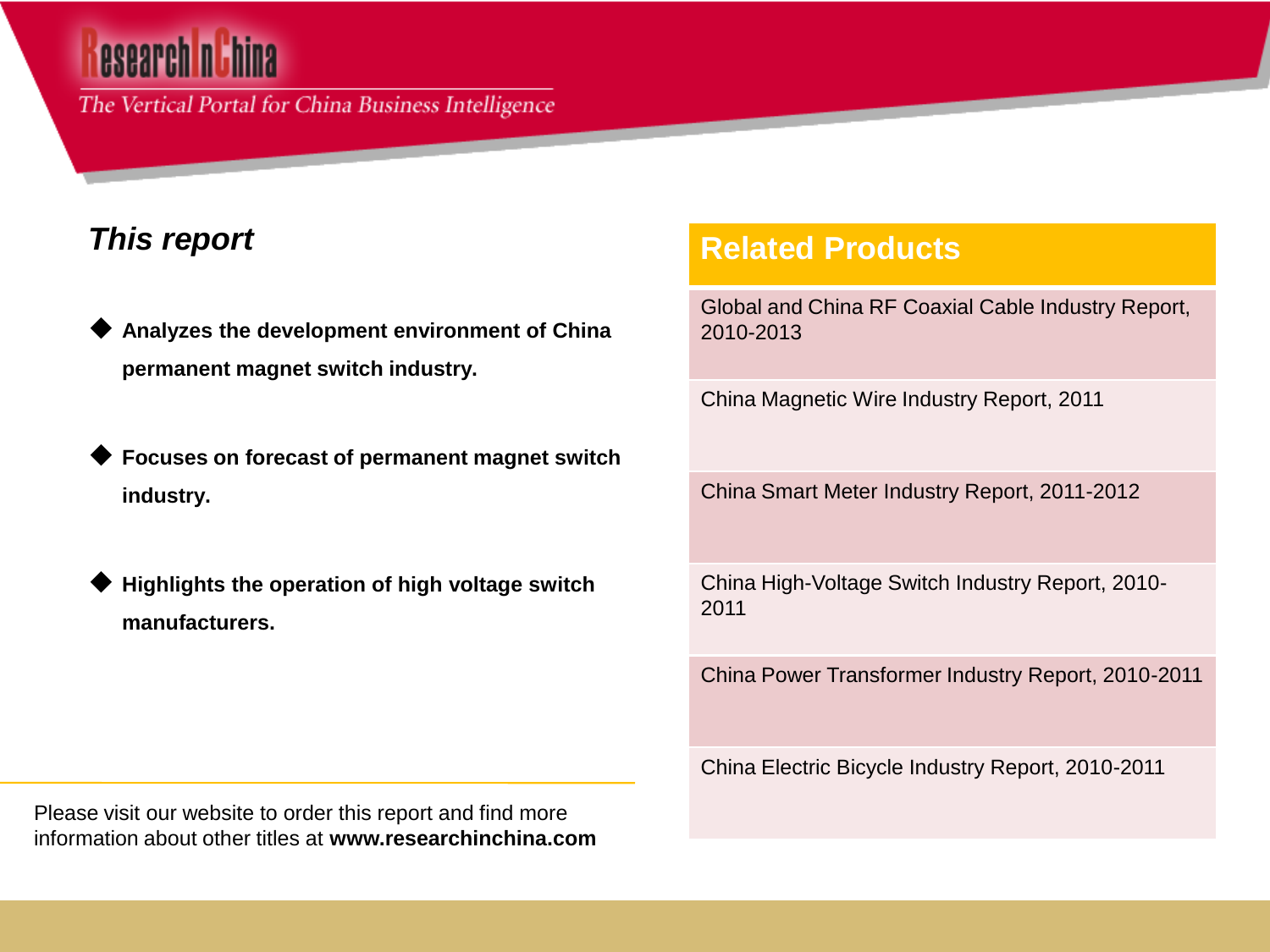## *This report*

- **Analyzes the development environment of China permanent magnet switch industry.**
- **Focuses on forecast of permanent magnet switch industry.**
- **Highlights the operation of high voltage switch manufacturers.**

## Related Products

- Global and China RF Coaxial Cable Industry Report, 2010-2013
- China Magnetic Wire Industry Report, 2011
- China Smart Meter Industry Report, 2011-2012
- China High-Voltage Switch Industry Report, 2010-2011
- China Power Transformer Industry Report, 2010-2011
- China Electric Bicycle Industry Report, 2010-2011

Please visit our website to order this report and find more information about other titles at **www.researchinchina.com**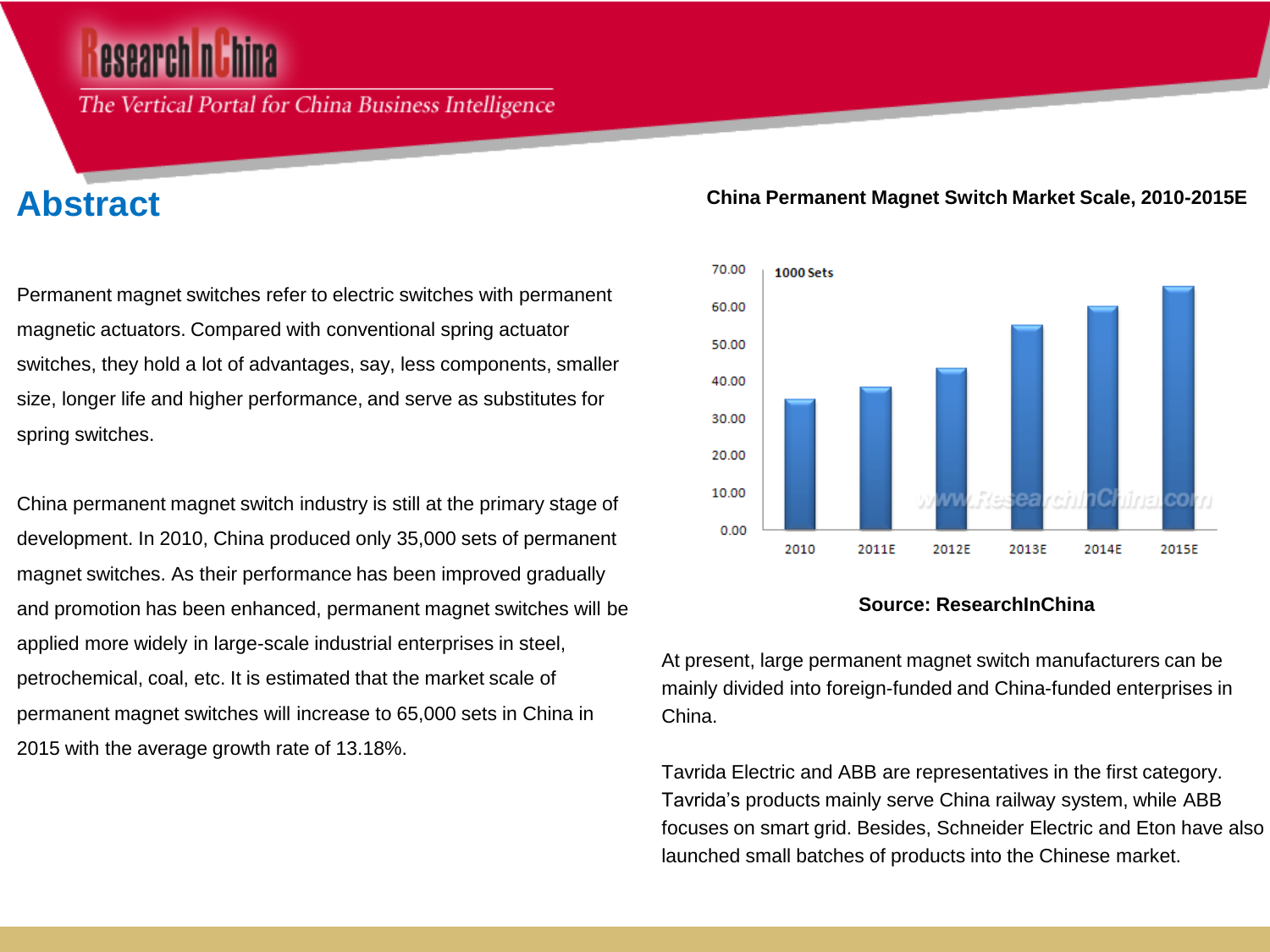# Abstract

Permanent magnet switches refer to electric switches with permanent magnetic actuators. Compared with conventional spring actuator switches, they hold a lot of advantages, say, less components, smaller size, longer life and higher performance, and serve as substitutes for spring switches.

China permanent magnet switch industry is still at the primary stage of development. In 2010, China produced only 35,000 sets of permanent magnet switches. As their performance has been improved gradually and promotion has been enhanced, permanent magnet switches will be applied more widely in large-scale industrial enterprises in steel, petrochemical, coal, etc. It is estimated that the market scale of permanent magnet switches will increase to 65,000 sets in China in 2015 with the average growth rate of 13.18%.

**China Permanent Magnet Switch Market Scale, 2010-2015E**

1000 Sets

| 2010 | 2011E | 2012E | 2013E | 2014E | 2015E |
|---|---|---|---|---|---|
| ~35 | ~38 | ~43 | ~55 | ~60 | ~65 |

**Source: ResearchInChina**

At present, large permanent magnet switch manufacturers can be mainly divided into foreign-funded and China-funded enterprises in China.

Tavrida Electric and ABB are representatives in the first category. Tavrida's products mainly serve China railway system, while ABB focuses on smart grid. Besides, Schneider Electric and Eton have also launched small batches of products into the Chinese market.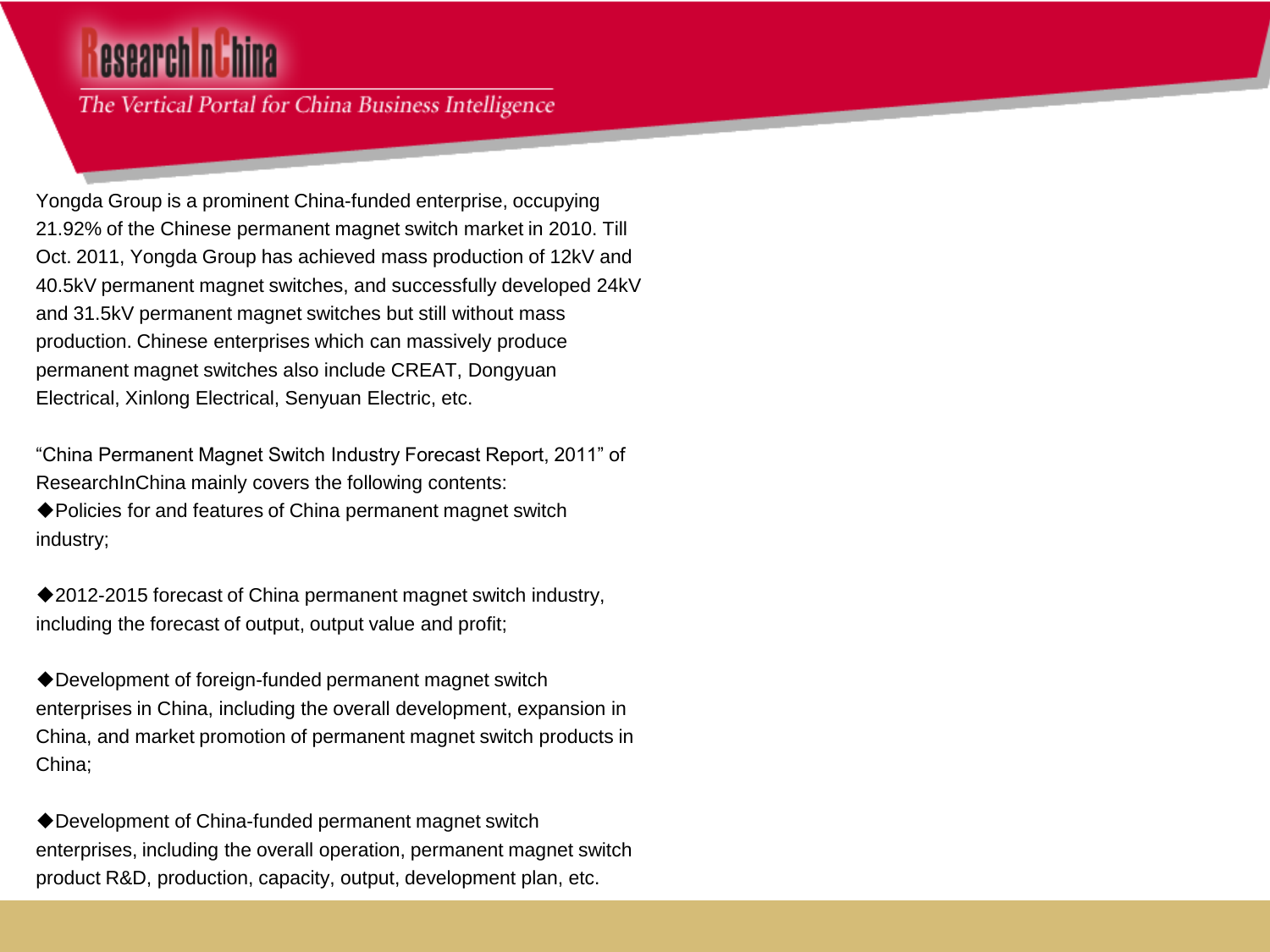Yongda Group is a prominent China-funded enterprise, occupying 21.92% of the Chinese permanent magnet switch market in 2010. Till Oct. 2011, Yongda Group has achieved mass production of 12kV and 40.5kV permanent magnet switches, and successfully developed 24kV and 31.5kV permanent magnet switches but still without mass production. Chinese enterprises which can massively produce permanent magnet switches also include CREAT, Dongyuan Electrical, Xinlong Electrical, Senyuan Electric, etc.

"China Permanent Magnet Switch Industry Forecast Report, 2011" of ResearchInChina mainly covers the following contents:

◆Policies for and features of China permanent magnet switch industry;

◆2012-2015 forecast of China permanent magnet switch industry, including the forecast of output, output value and profit;

◆Development of foreign-funded permanent magnet switch enterprises in China, including the overall development, expansion in China, and market promotion of permanent magnet switch products in China;

◆Development of China-funded permanent magnet switch enterprises, including the overall operation, permanent magnet switch product R&D, production, capacity, output, development plan, etc.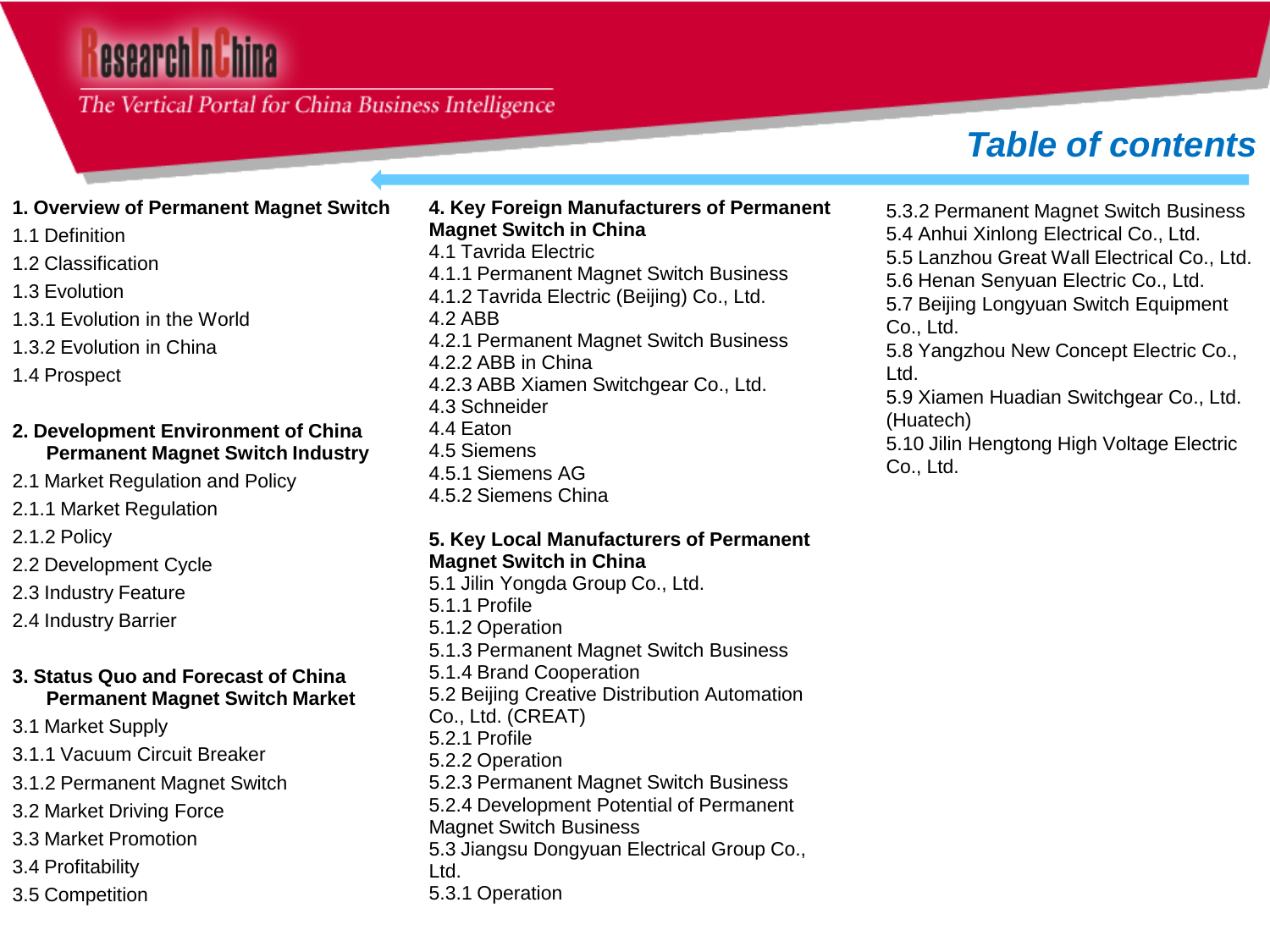# Table of contents

**1. Overview of Permanent Magnet Switch**

1.1 Definition
1.2 Classification
1.3 Evolution
1.3.1 Evolution in the World
1.3.2 Evolution in China
1.4 Prospect

**2. Development Environment of China Permanent Magnet Switch Industry**

2.1 Market Regulation and Policy
2.1.1 Market Regulation
2.1.2 Policy
2.2 Development Cycle
2.3 Industry Feature
2.4 Industry Barrier

**3. Status Quo and Forecast of China Permanent Magnet Switch Market**

3.1 Market Supply
3.1.1 Vacuum Circuit Breaker
3.1.2 Permanent Magnet Switch
3.2 Market Driving Force
3.3 Market Promotion
3.4 Profitability
3.5 Competition

**4. Key Foreign Manufacturers of Permanent Magnet Switch in China**

4.1 Tavrida Electric
4.1.1 Permanent Magnet Switch Business
4.1.2 Tavrida Electric (Beijing) Co., Ltd.
4.2 ABB
4.2.1 Permanent Magnet Switch Business
4.2.2 ABB in China
4.2.3 ABB Xiamen Switchgear Co., Ltd.
4.3 Schneider
4.4 Eaton
4.5 Siemens
4.5.1 Siemens AG
4.5.2 Siemens China

**5. Key Local Manufacturers of Permanent Magnet Switch in China**

5.1 Jilin Yongda Group Co., Ltd.
5.1.1 Profile
5.1.2 Operation
5.1.3 Permanent Magnet Switch Business
5.1.4 Brand Cooperation
5.2 Beijing Creative Distribution Automation Co., Ltd. (CREAT)
5.2.1 Profile
5.2.2 Operation
5.2.3 Permanent Magnet Switch Business
5.2.4 Development Potential of Permanent Magnet Switch Business
5.3 Jiangsu Dongyuan Electrical Group Co., Ltd.
5.3.1 Operation
5.3.2 Permanent Magnet Switch Business
5.4 Anhui Xinlong Electrical Co., Ltd.
5.5 Lanzhou Great Wall Electrical Co., Ltd.
5.6 Henan Senyuan Electric Co., Ltd.
5.7 Beijing Longyuan Switch Equipment Co., Ltd.
5.8 Yangzhou New Concept Electric Co., Ltd.
5.9 Xiamen Huadian Switchgear Co., Ltd. (Huatech)
5.10 Jilin Hengtong High Voltage Electric Co., Ltd.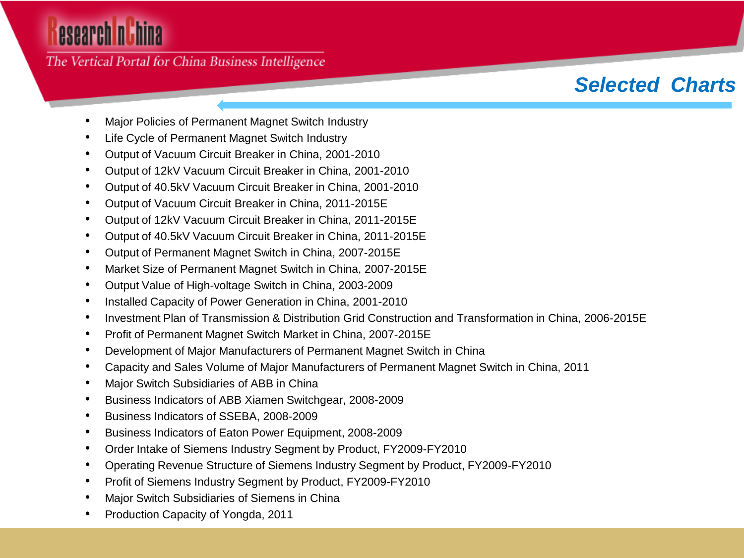## Selected Charts

- Major Policies of Permanent Magnet Switch Industry
- Life Cycle of Permanent Magnet Switch Industry
- Output of Vacuum Circuit Breaker in China, 2001-2010
- Output of 12kV Vacuum Circuit Breaker in China, 2001-2010
- Output of 40.5kV Vacuum Circuit Breaker in China, 2001-2010
- Output of Vacuum Circuit Breaker in China, 2011-2015E
- Output of 12kV Vacuum Circuit Breaker in China, 2011-2015E
- Output of 40.5kV Vacuum Circuit Breaker in China, 2011-2015E
- Output of Permanent Magnet Switch in China, 2007-2015E
- Market Size of Permanent Magnet Switch in China, 2007-2015E
- Output Value of High-voltage Switch in China, 2003-2009
- Installed Capacity of Power Generation in China, 2001-2010
- Investment Plan of Transmission & Distribution Grid Construction and Transformation in China, 2006-2015E
- Profit of Permanent Magnet Switch Market in China, 2007-2015E
- Development of Major Manufacturers of Permanent Magnet Switch in China
- Capacity and Sales Volume of Major Manufacturers of Permanent Magnet Switch in China, 2011
- Major Switch Subsidiaries of ABB in China
- Business Indicators of ABB Xiamen Switchgear, 2008-2009
- Business Indicators of SSEBA, 2008-2009
- Business Indicators of Eaton Power Equipment, 2008-2009
- Order Intake of Siemens Industry Segment by Product, FY2009-FY2010
- Operating Revenue Structure of Siemens Industry Segment by Product, FY2009-FY2010
- Profit of Siemens Industry Segment by Product, FY2009-FY2010
- Major Switch Subsidiaries of Siemens in China
- Production Capacity of Yongda, 2011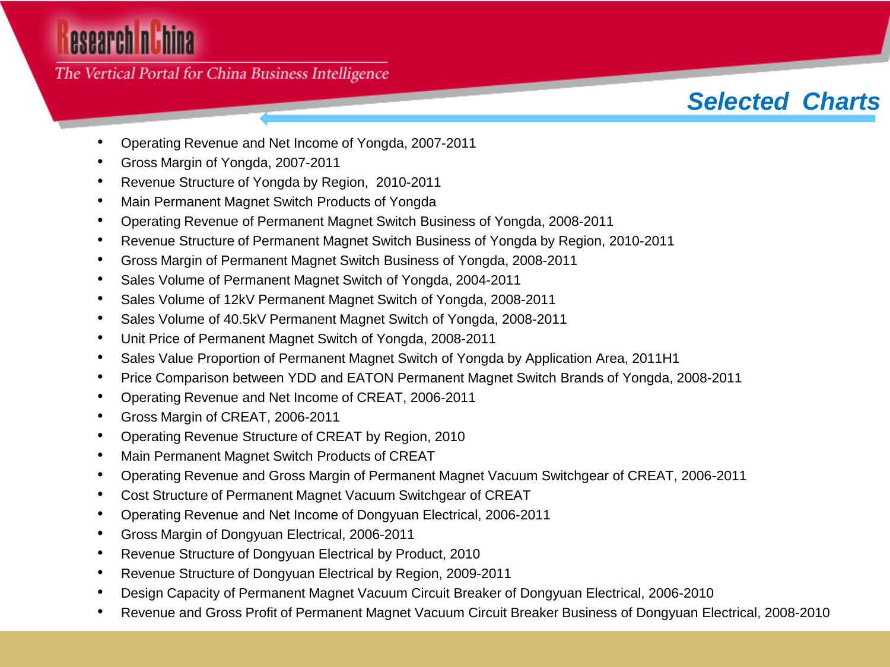## Selected Charts

- Operating Revenue and Net Income of Yongda, 2007-2011
- Gross Margin of Yongda, 2007-2011
- Revenue Structure of Yongda by Region, 2010-2011
- Main Permanent Magnet Switch Products of Yongda
- Operating Revenue of Permanent Magnet Switch Business of Yongda, 2008-2011
- Revenue Structure of Permanent Magnet Switch Business of Yongda by Region, 2010-2011
- Gross Margin of Permanent Magnet Switch Business of Yongda, 2008-2011
- Sales Volume of Permanent Magnet Switch of Yongda, 2004-2011
- Sales Volume of 12kV Permanent Magnet Switch of Yongda, 2008-2011
- Sales Volume of 40.5kV Permanent Magnet Switch of Yongda, 2008-2011
- Unit Price of Permanent Magnet Switch of Yongda, 2008-2011
- Sales Value Proportion of Permanent Magnet Switch of Yongda by Application Area, 2011H1
- Price Comparison between YDD and EATON Permanent Magnet Switch Brands of Yongda, 2008-2011
- Operating Revenue and Net Income of CREAT, 2006-2011
- Gross Margin of CREAT, 2006-2011
- Operating Revenue Structure of CREAT by Region, 2010
- Main Permanent Magnet Switch Products of CREAT
- Operating Revenue and Gross Margin of Permanent Magnet Vacuum Switchgear of CREAT, 2006-2011
- Cost Structure of Permanent Magnet Vacuum Switchgear of CREAT
- Operating Revenue and Net Income of Dongyuan Electrical, 2006-2011
- Gross Margin of Dongyuan Electrical, 2006-2011
- Revenue Structure of Dongyuan Electrical by Product, 2010
- Revenue Structure of Dongyuan Electrical by Region, 2009-2011
- Design Capacity of Permanent Magnet Vacuum Circuit Breaker of Dongyuan Electrical, 2006-2010
- Revenue and Gross Profit of Permanent Magnet Vacuum Circuit Breaker Business of Dongyuan Electrical, 2008-2010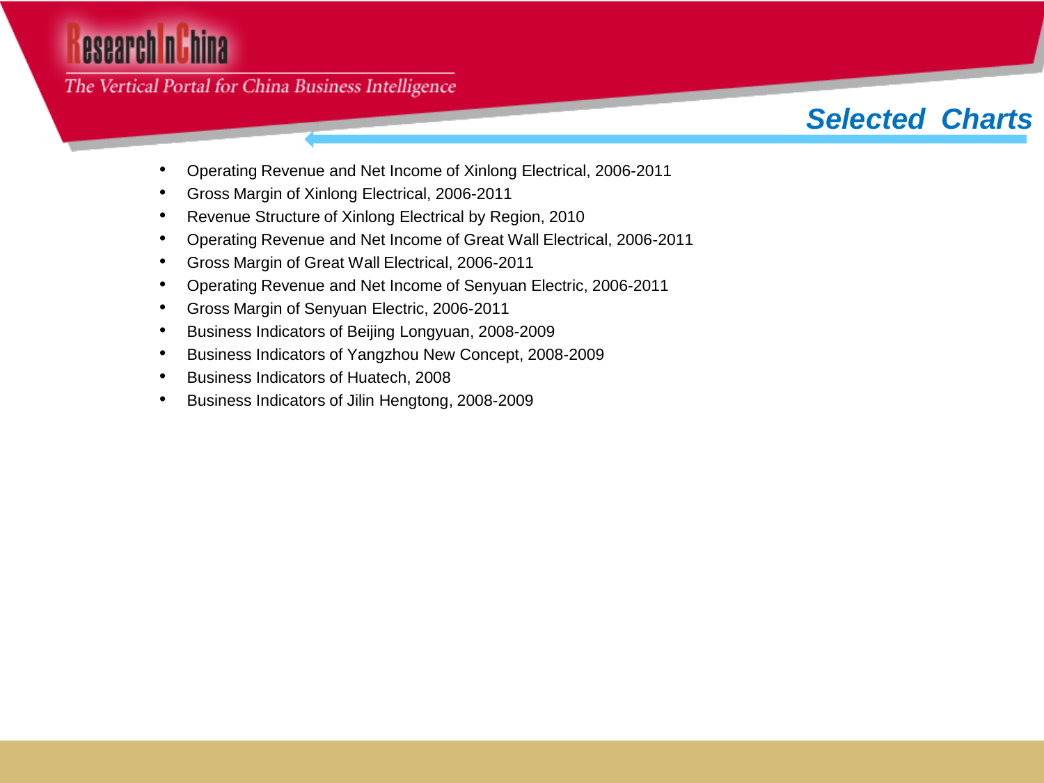## Selected Charts

- Operating Revenue and Net Income of Xinlong Electrical, 2006-2011
- Gross Margin of Xinlong Electrical, 2006-2011
- Revenue Structure of Xinlong Electrical by Region, 2010
- Operating Revenue and Net Income of Great Wall Electrical, 2006-2011
- Gross Margin of Great Wall Electrical, 2006-2011
- Operating Revenue and Net Income of Senyuan Electric, 2006-2011
- Gross Margin of Senyuan Electric, 2006-2011
- Business Indicators of Beijing Longyuan, 2008-2009
- Business Indicators of Yangzhou New Concept, 2008-2009
- Business Indicators of Huatech, 2008
- Business Indicators of Jilin Hengtong, 2008-2009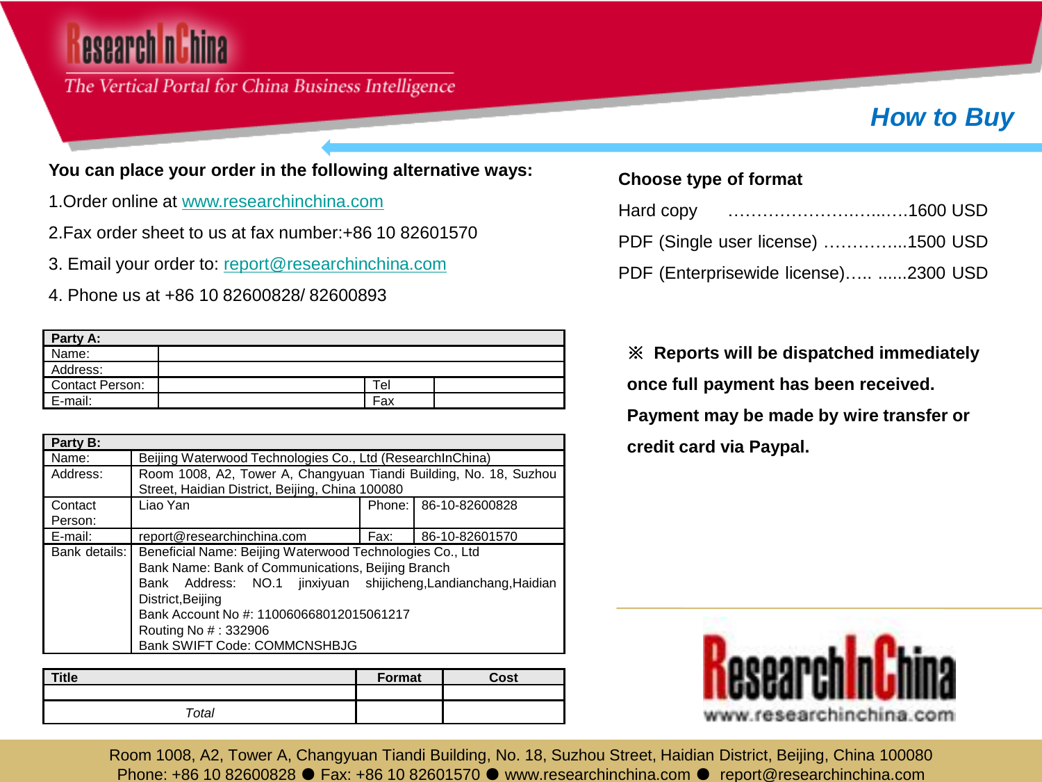# How to Buy

**You can place your order in the following alternative ways:**

1.Order online at www.researchinchina.com

2.Fax order sheet to us at fax number:+86 10 82601570

3. Email your order to: report@researchinchina.com

4. Phone us at +86 10 82600828/ 82600893

| **Party A:** | | | |
|---|---|---|---|
| Name: | | | |
| Address: | | | |
| Contact Person: | | Tel | |
| E-mail: | | Fax | |

| **Party B:** | | | |
|---|---|---|---|
| Name: | Beijing Waterwood Technologies Co., Ltd (ResearchInChina) | | |
| Address: | Room 1008, A2, Tower A, Changyuan Tiandi Building, No. 18, Suzhou Street, Haidian District, Beijing, China 100080 | | |
| Contact Person: | Liao Yan | Phone: | 86-10-82600828 |
| E-mail: | report@researchinchina.com | Fax: | 86-10-82601570 |
| Bank details: | Beneficial Name: Beijing Waterwood Technologies Co., Ltd<br>Bank Name: Bank of Communications, Beijing Branch<br>Bank Address: NO.1 jinxiyuan shijicheng,Landianchang,Haidian District,Beijing<br>Bank Account No #: 110060668012015061217<br>Routing No # : 332906<br>Bank SWIFT Code: COMMCNSHBJG | | |

| **Title** | **Format** | **Cost** |
|---|---|---|
| | | |
| *Total* | | |

**Choose type of format**

Hard copy ………………………..….1600 USD

PDF (Single user license) …………...1500 USD

PDF (Enterprisewide license)….. ......2300 USD

**※ Reports will be dispatched immediately once full payment has been received. Payment may be made by wire transfer or credit card via Paypal.**